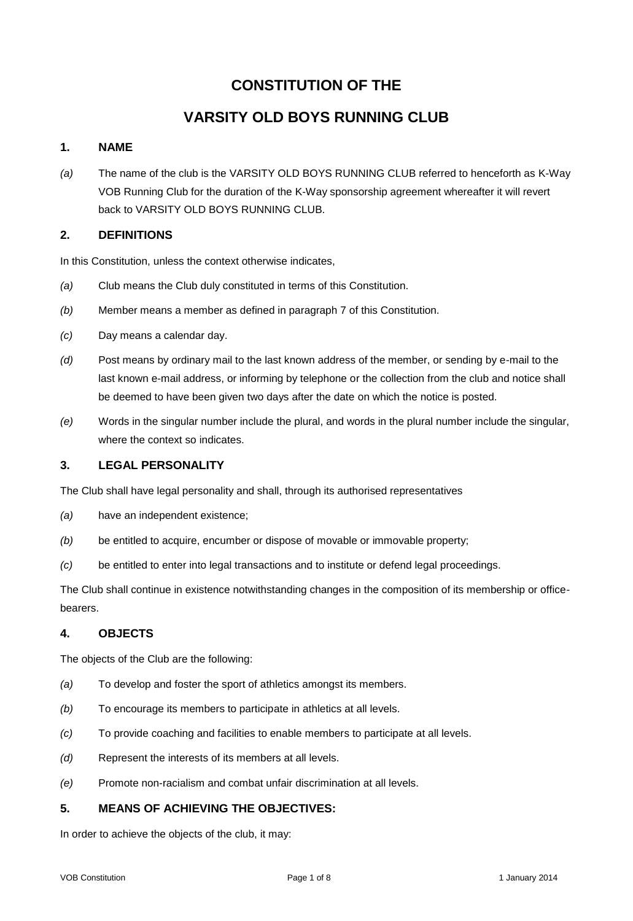# CONSTITUTION OF THE

# VARSITY OLD BOYS RUNNING CLUB

## 1. NAME

*(a)* The name of the club is the VARSITY OLD BOYS RUNNING CLUB referred to henceforth as K-Way VOB Running Club for the duration of the K-Way sponsorship agreement whereafter it will revert back to VARSITY OLD BOYS RUNNING CLUB.

## 2. DEFINITIONS

In this Constitution, unless the context otherwise indicates,

*(a)* Club means the Club duly constituted in terms of this Constitution.

*(b)* Member means a member as defined in paragraph 7 of this Constitution.

*(c)* Day means a calendar day.

*(d)* Post means by ordinary mail to the last known address of the member, or sending by e-mail to the last known e-mail address, or informing by telephone or the collection from the club and notice shall be deemed to have been given two days after the date on which the notice is posted.

*(e)* Words in the singular number include the plural, and words in the plural number include the singular, where the context so indicates.

## 3. LEGAL PERSONALITY

The Club shall have legal personality and shall, through its authorised representatives

*(a)* have an independent existence;

*(b)* be entitled to acquire, encumber or dispose of movable or immovable property;

*(c)* be entitled to enter into legal transactions and to institute or defend legal proceedings.

The Club shall continue in existence notwithstanding changes in the composition of its membership or office-bearers.

## 4. OBJECTS

The objects of the Club are the following:

*(a)* To develop and foster the sport of athletics amongst its members.

*(b)* To encourage its members to participate in athletics at all levels.

*(c)* To provide coaching and facilities to enable members to participate at all levels.

*(d)* Represent the interests of its members at all levels.

*(e)* Promote non-racialism and combat unfair discrimination at all levels.

## 5. MEANS OF ACHIEVING THE OBJECTIVES:

In order to achieve the objects of the club, it may: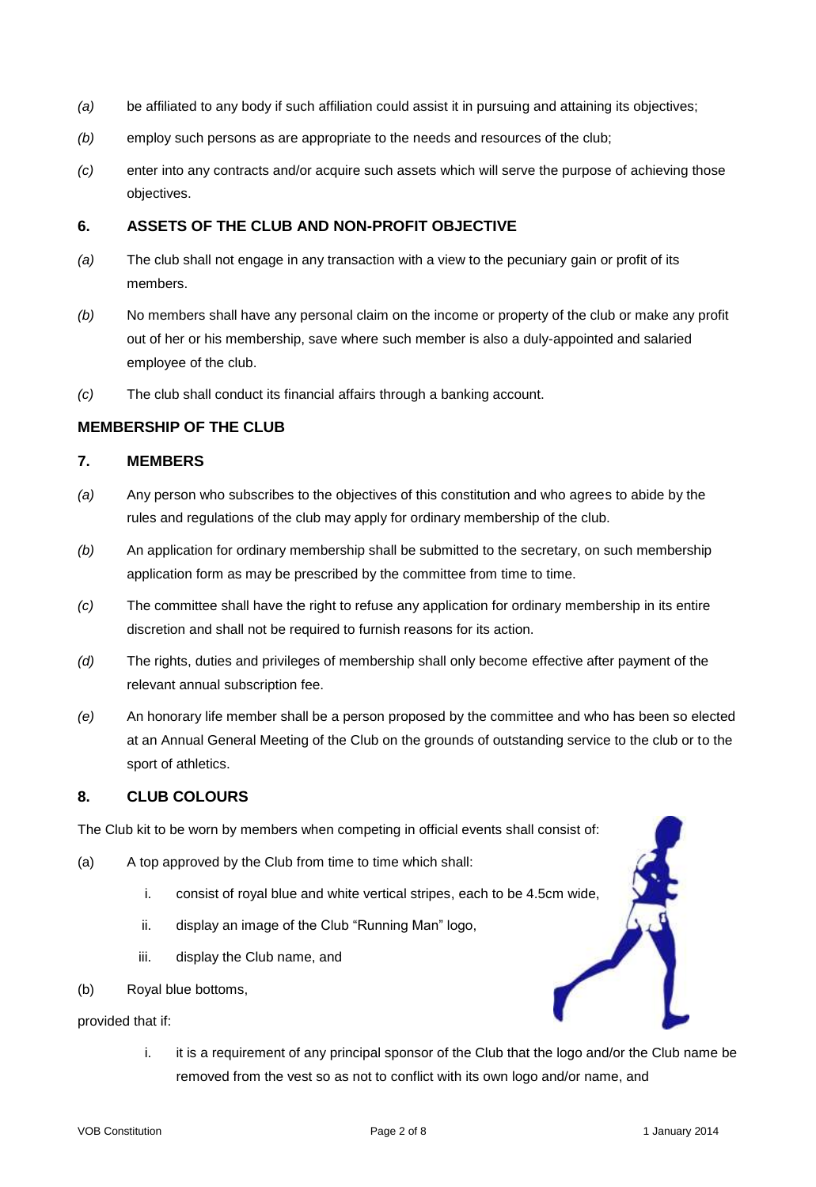*(a)* be affiliated to any body if such affiliation could assist it in pursuing and attaining its objectives;

*(b)* employ such persons as are appropriate to the needs and resources of the club;

*(c)* enter into any contracts and/or acquire such assets which will serve the purpose of achieving those objectives.

### 6. ASSETS OF THE CLUB AND NON-PROFIT OBJECTIVE

*(a)* The club shall not engage in any transaction with a view to the pecuniary gain or profit of its members.

*(b)* No members shall have any personal claim on the income or property of the club or make any profit out of her or his membership, save where such member is also a duly-appointed and salaried employee of the club.

*(c)* The club shall conduct its financial affairs through a banking account.

## MEMBERSHIP OF THE CLUB

### 7. MEMBERS

*(a)* Any person who subscribes to the objectives of this constitution and who agrees to abide by the rules and regulations of the club may apply for ordinary membership of the club.

*(b)* An application for ordinary membership shall be submitted to the secretary, on such membership application form as may be prescribed by the committee from time to time.

*(c)* The committee shall have the right to refuse any application for ordinary membership in its entire discretion and shall not be required to furnish reasons for its action.

*(d)* The rights, duties and privileges of membership shall only become effective after payment of the relevant annual subscription fee.

*(e)* An honorary life member shall be a person proposed by the committee and who has been so elected at an Annual General Meeting of the Club on the grounds of outstanding service to the club or to the sport of athletics.

### 8. CLUB COLOURS

The Club kit to be worn by members when competing in official events shall consist of:

(a) A top approved by the Club from time to time which shall:

  i. consist of royal blue and white vertical stripes, each to be 4.5cm wide,

  ii. display an image of the Club "Running Man" logo,

  iii. display the Club name, and

(b) Royal blue bottoms,

provided that if:

  i. it is a requirement of any principal sponsor of the Club that the logo and/or the Club name be removed from the vest so as not to conflict with its own logo and/or name, and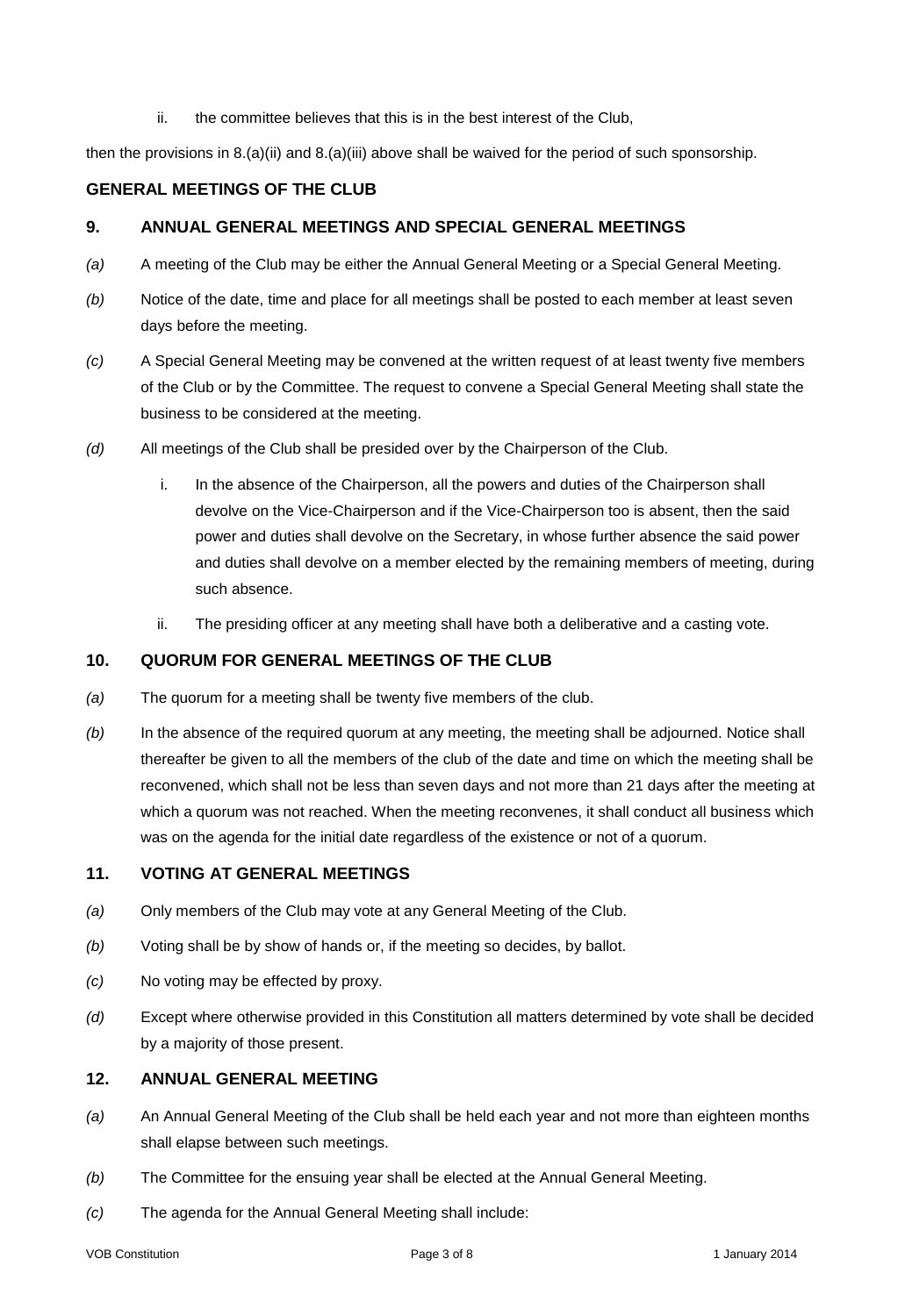ii. the committee believes that this is in the best interest of the Club,

then the provisions in 8.(a)(ii) and 8.(a)(iii) above shall be waived for the period of such sponsorship.

## GENERAL MEETINGS OF THE CLUB

### 9. ANNUAL GENERAL MEETINGS AND SPECIAL GENERAL MEETINGS

*(a)* A meeting of the Club may be either the Annual General Meeting or a Special General Meeting.

*(b)* Notice of the date, time and place for all meetings shall be posted to each member at least seven days before the meeting.

*(c)* A Special General Meeting may be convened at the written request of at least twenty five members of the Club or by the Committee. The request to convene a Special General Meeting shall state the business to be considered at the meeting.

*(d)* All meetings of the Club shall be presided over by the Chairperson of the Club.

i. In the absence of the Chairperson, all the powers and duties of the Chairperson shall devolve on the Vice-Chairperson and if the Vice-Chairperson too is absent, then the said power and duties shall devolve on the Secretary, in whose further absence the said power and duties shall devolve on a member elected by the remaining members of meeting, during such absence.

ii. The presiding officer at any meeting shall have both a deliberative and a casting vote.

### 10. QUORUM FOR GENERAL MEETINGS OF THE CLUB

*(a)* The quorum for a meeting shall be twenty five members of the club.

*(b)* In the absence of the required quorum at any meeting, the meeting shall be adjourned. Notice shall thereafter be given to all the members of the club of the date and time on which the meeting shall be reconvened, which shall not be less than seven days and not more than 21 days after the meeting at which a quorum was not reached. When the meeting reconvenes, it shall conduct all business which was on the agenda for the initial date regardless of the existence or not of a quorum.

### 11. VOTING AT GENERAL MEETINGS

*(a)* Only members of the Club may vote at any General Meeting of the Club.

*(b)* Voting shall be by show of hands or, if the meeting so decides, by ballot.

*(c)* No voting may be effected by proxy.

*(d)* Except where otherwise provided in this Constitution all matters determined by vote shall be decided by a majority of those present.

### 12. ANNUAL GENERAL MEETING

*(a)* An Annual General Meeting of the Club shall be held each year and not more than eighteen months shall elapse between such meetings.

*(b)* The Committee for the ensuing year shall be elected at the Annual General Meeting.

*(c)* The agenda for the Annual General Meeting shall include: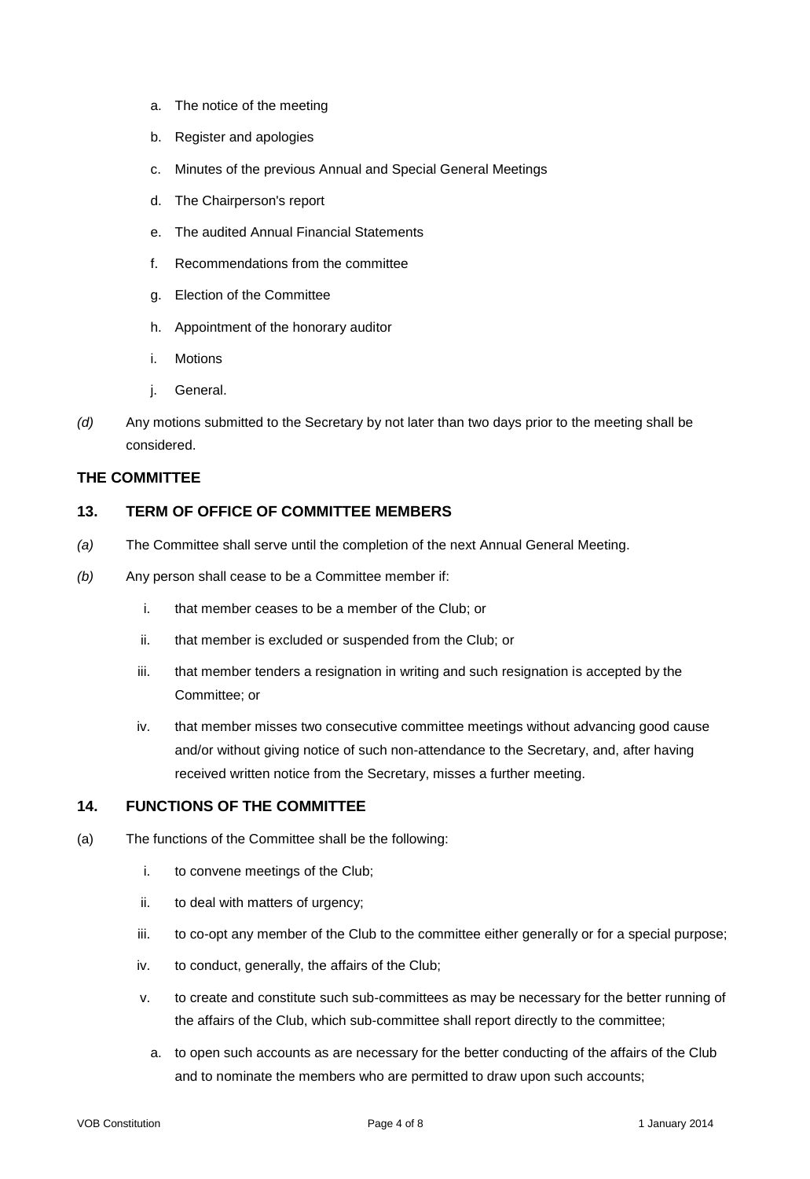a. The notice of the meeting
b. Register and apologies
c. Minutes of the previous Annual and Special General Meetings
d. The Chairperson's report
e. The audited Annual Financial Statements
f. Recommendations from the committee
g. Election of the Committee
h. Appointment of the honorary auditor
i. Motions
j. General.

*(d)* Any motions submitted to the Secretary by not later than two days prior to the meeting shall be considered.

## THE COMMITTEE

### 13. TERM OF OFFICE OF COMMITTEE MEMBERS

*(a)* The Committee shall serve until the completion of the next Annual General Meeting.

*(b)* Any person shall cease to be a Committee member if:

i. that member ceases to be a member of the Club; or
ii. that member is excluded or suspended from the Club; or
iii. that member tenders a resignation in writing and such resignation is accepted by the Committee; or
iv. that member misses two consecutive committee meetings without advancing good cause and/or without giving notice of such non-attendance to the Secretary, and, after having received written notice from the Secretary, misses a further meeting.

### 14. FUNCTIONS OF THE COMMITTEE

(a) The functions of the Committee shall be the following:

i. to convene meetings of the Club;
ii. to deal with matters of urgency;
iii. to co-opt any member of the Club to the committee either generally or for a special purpose;
iv. to conduct, generally, the affairs of the Club;
v. to create and constitute such sub-committees as may be necessary for the better running of the affairs of the Club, which sub-committee shall report directly to the committee;
   a. to open such accounts as are necessary for the better conducting of the affairs of the Club and to nominate the members who are permitted to draw upon such accounts;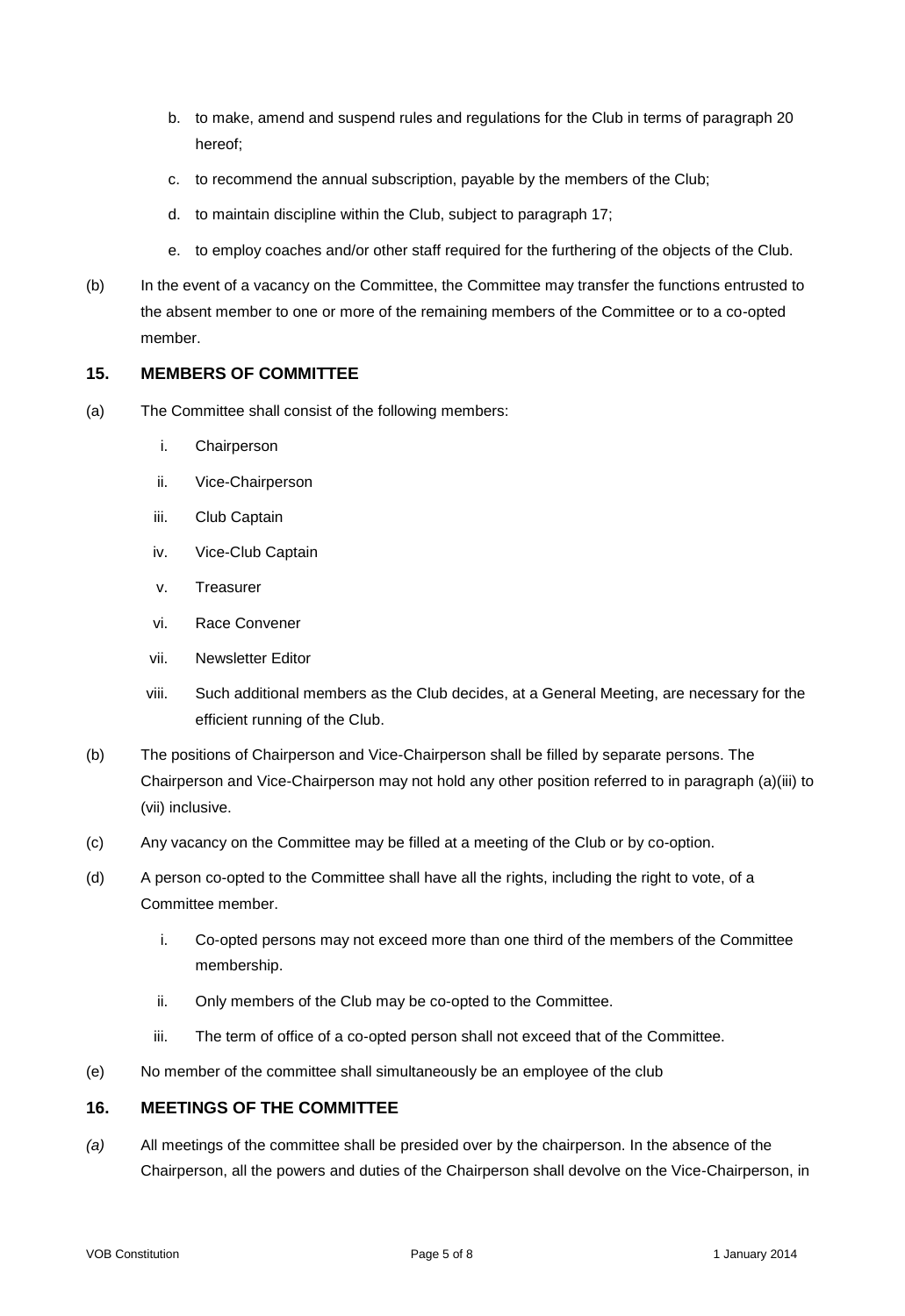b. to make, amend and suspend rules and regulations for the Club in terms of paragraph 20 hereof;
c. to recommend the annual subscription, payable by the members of the Club;
d. to maintain discipline within the Club, subject to paragraph 17;
e. to employ coaches and/or other staff required for the furthering of the objects of the Club.

(b) In the event of a vacancy on the Committee, the Committee may transfer the functions entrusted to the absent member to one or more of the remaining members of the Committee or to a co-opted member.

## 15. MEMBERS OF COMMITTEE

(a) The Committee shall consist of the following members:

i. Chairperson
ii. Vice-Chairperson
iii. Club Captain
iv. Vice-Club Captain
v. Treasurer
vi. Race Convener
vii. Newsletter Editor
viii. Such additional members as the Club decides, at a General Meeting, are necessary for the efficient running of the Club.

(b) The positions of Chairperson and Vice-Chairperson shall be filled by separate persons. The Chairperson and Vice-Chairperson may not hold any other position referred to in paragraph (a)(iii) to (vii) inclusive.

(c) Any vacancy on the Committee may be filled at a meeting of the Club or by co-option.

(d) A person co-opted to the Committee shall have all the rights, including the right to vote, of a Committee member.

i. Co-opted persons may not exceed more than one third of the members of the Committee membership.
ii. Only members of the Club may be co-opted to the Committee.
iii. The term of office of a co-opted person shall not exceed that of the Committee.

(e) No member of the committee shall simultaneously be an employee of the club

## 16. MEETINGS OF THE COMMITTEE

*(a)* All meetings of the committee shall be presided over by the chairperson. In the absence of the Chairperson, all the powers and duties of the Chairperson shall devolve on the Vice-Chairperson, in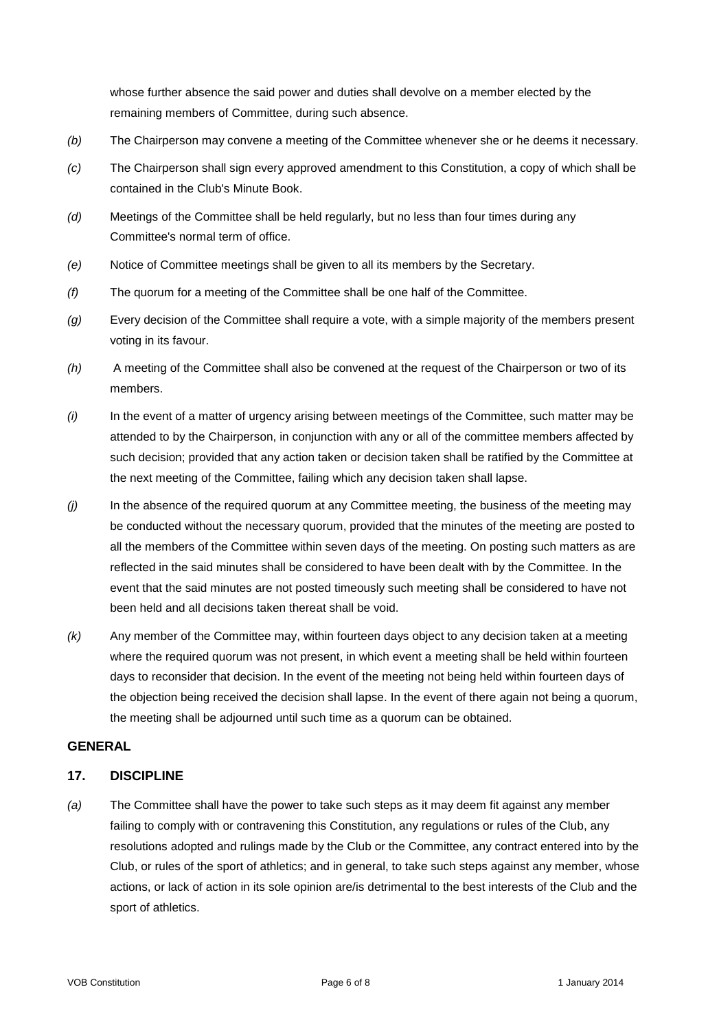whose further absence the said power and duties shall devolve on a member elected by the remaining members of Committee, during such absence.

*(b)* The Chairperson may convene a meeting of the Committee whenever she or he deems it necessary.

*(c)* The Chairperson shall sign every approved amendment to this Constitution, a copy of which shall be contained in the Club's Minute Book.

*(d)* Meetings of the Committee shall be held regularly, but no less than four times during any Committee's normal term of office.

*(e)* Notice of Committee meetings shall be given to all its members by the Secretary.

*(f)* The quorum for a meeting of the Committee shall be one half of the Committee.

*(g)* Every decision of the Committee shall require a vote, with a simple majority of the members present voting in its favour.

*(h)* A meeting of the Committee shall also be convened at the request of the Chairperson or two of its members.

*(i)* In the event of a matter of urgency arising between meetings of the Committee, such matter may be attended to by the Chairperson, in conjunction with any or all of the committee members affected by such decision; provided that any action taken or decision taken shall be ratified by the Committee at the next meeting of the Committee, failing which any decision taken shall lapse.

*(j)* In the absence of the required quorum at any Committee meeting, the business of the meeting may be conducted without the necessary quorum, provided that the minutes of the meeting are posted to all the members of the Committee within seven days of the meeting. On posting such matters as are reflected in the said minutes shall be considered to have been dealt with by the Committee. In the event that the said minutes are not posted timeously such meeting shall be considered to have not been held and all decisions taken thereat shall be void.

*(k)* Any member of the Committee may, within fourteen days object to any decision taken at a meeting where the required quorum was not present, in which event a meeting shall be held within fourteen days to reconsider that decision. In the event of the meeting not being held within fourteen days of the objection being received the decision shall lapse. In the event of there again not being a quorum, the meeting shall be adjourned until such time as a quorum can be obtained.

## GENERAL

### 17. DISCIPLINE

*(a)* The Committee shall have the power to take such steps as it may deem fit against any member failing to comply with or contravening this Constitution, any regulations or rules of the Club, any resolutions adopted and rulings made by the Club or the Committee, any contract entered into by the Club, or rules of the sport of athletics; and in general, to take such steps against any member, whose actions, or lack of action in its sole opinion are/is detrimental to the best interests of the Club and the sport of athletics.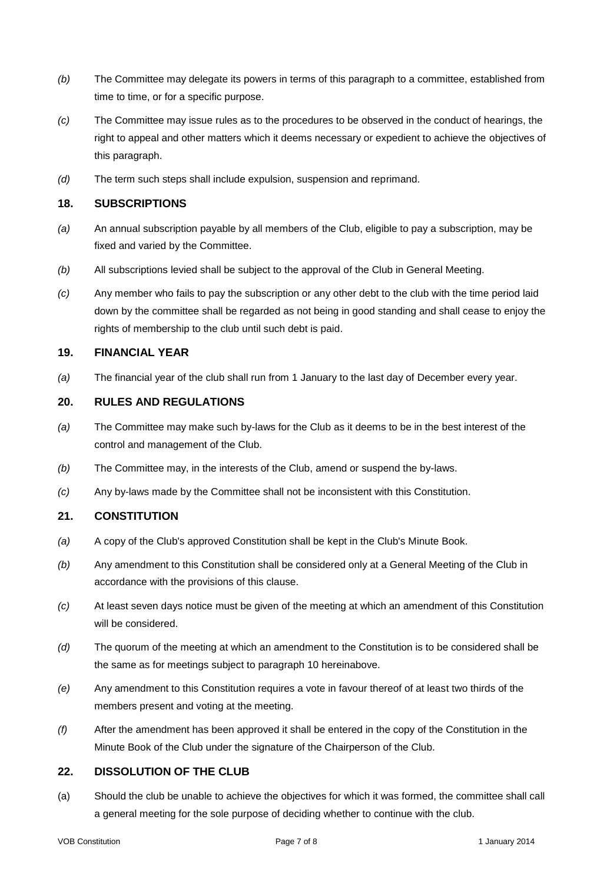*(b)* The Committee may delegate its powers in terms of this paragraph to a committee, established from time to time, or for a specific purpose.

*(c)* The Committee may issue rules as to the procedures to be observed in the conduct of hearings, the right to appeal and other matters which it deems necessary or expedient to achieve the objectives of this paragraph.

*(d)* The term such steps shall include expulsion, suspension and reprimand.

## 18. SUBSCRIPTIONS

*(a)* An annual subscription payable by all members of the Club, eligible to pay a subscription, may be fixed and varied by the Committee.

*(b)* All subscriptions levied shall be subject to the approval of the Club in General Meeting.

*(c)* Any member who fails to pay the subscription or any other debt to the club with the time period laid down by the committee shall be regarded as not being in good standing and shall cease to enjoy the rights of membership to the club until such debt is paid.

## 19. FINANCIAL YEAR

*(a)* The financial year of the club shall run from 1 January to the last day of December every year.

## 20. RULES AND REGULATIONS

*(a)* The Committee may make such by-laws for the Club as it deems to be in the best interest of the control and management of the Club.

*(b)* The Committee may, in the interests of the Club, amend or suspend the by-laws.

*(c)* Any by-laws made by the Committee shall not be inconsistent with this Constitution.

## 21. CONSTITUTION

*(a)* A copy of the Club's approved Constitution shall be kept in the Club's Minute Book.

*(b)* Any amendment to this Constitution shall be considered only at a General Meeting of the Club in accordance with the provisions of this clause.

*(c)* At least seven days notice must be given of the meeting at which an amendment of this Constitution will be considered.

*(d)* The quorum of the meeting at which an amendment to the Constitution is to be considered shall be the same as for meetings subject to paragraph 10 hereinabove.

*(e)* Any amendment to this Constitution requires a vote in favour thereof of at least two thirds of the members present and voting at the meeting.

*(f)* After the amendment has been approved it shall be entered in the copy of the Constitution in the Minute Book of the Club under the signature of the Chairperson of the Club.

## 22. DISSOLUTION OF THE CLUB

(a) Should the club be unable to achieve the objectives for which it was formed, the committee shall call a general meeting for the sole purpose of deciding whether to continue with the club.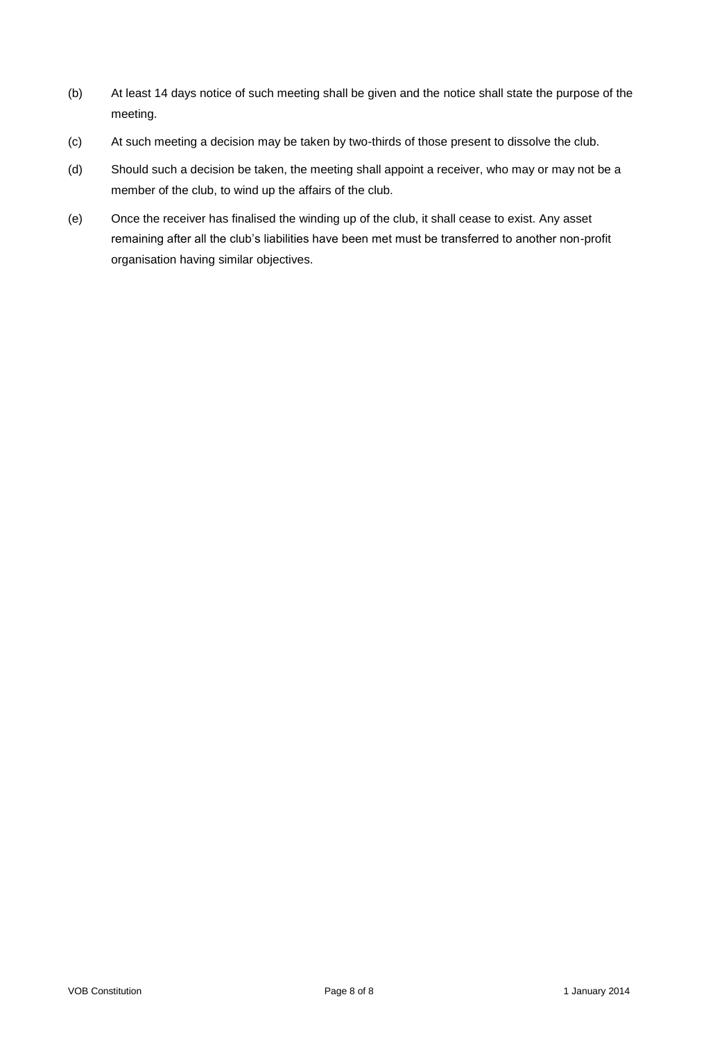(b) At least 14 days notice of such meeting shall be given and the notice shall state the purpose of the meeting.

(c) At such meeting a decision may be taken by two-thirds of those present to dissolve the club.

(d) Should such a decision be taken, the meeting shall appoint a receiver, who may or may not be a member of the club, to wind up the affairs of the club.

(e) Once the receiver has finalised the winding up of the club, it shall cease to exist. Any asset remaining after all the club's liabilities have been met must be transferred to another non-profit organisation having similar objectives.